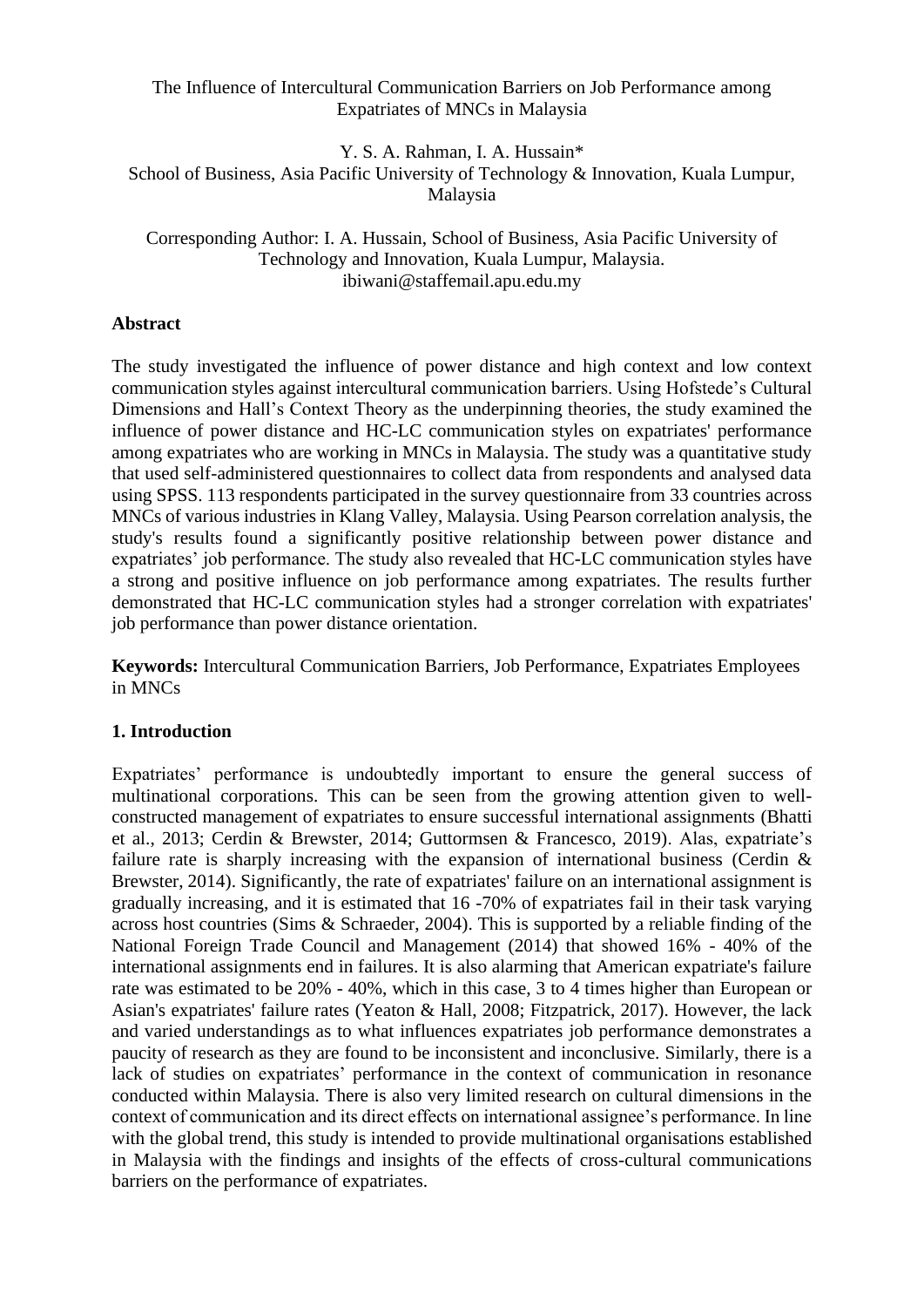# The Influence of Intercultural Communication Barriers on Job Performance among Expatriates of MNCs in Malaysia

Y. S. A. Rahman, I. A. Hussain*

School of Business, Asia Pacific University of Technology & Innovation, Kuala Lumpur, Malaysia

Corresponding Author: I. A. Hussain, School of Business, Asia Pacific University of Technology and Innovation, Kuala Lumpur, Malaysia.
ibiwani@staffemail.apu.edu.my

## Abstract

The study investigated the influence of power distance and high context and low context communication styles against intercultural communication barriers. Using Hofstede's Cultural Dimensions and Hall's Context Theory as the underpinning theories, the study examined the influence of power distance and HC-LC communication styles on expatriates' performance among expatriates who are working in MNCs in Malaysia. The study was a quantitative study that used self-administered questionnaires to collect data from respondents and analysed data using SPSS. 113 respondents participated in the survey questionnaire from 33 countries across MNCs of various industries in Klang Valley, Malaysia. Using Pearson correlation analysis, the study's results found a significantly positive relationship between power distance and expatriates' job performance. The study also revealed that HC-LC communication styles have a strong and positive influence on job performance among expatriates. The results further demonstrated that HC-LC communication styles had a stronger correlation with expatriates' job performance than power distance orientation.

**Keywords:** Intercultural Communication Barriers, Job Performance, Expatriates Employees in MNCs

## 1. Introduction

Expatriates' performance is undoubtedly important to ensure the general success of multinational corporations. This can be seen from the growing attention given to well-constructed management of expatriates to ensure successful international assignments (Bhatti et al., 2013; Cerdin & Brewster, 2014; Guttormsen & Francesco, 2019). Alas, expatriate's failure rate is sharply increasing with the expansion of international business (Cerdin & Brewster, 2014). Significantly, the rate of expatriates' failure on an international assignment is gradually increasing, and it is estimated that 16 -70% of expatriates fail in their task varying across host countries (Sims & Schraeder, 2004). This is supported by a reliable finding of the National Foreign Trade Council and Management (2014) that showed 16% - 40% of the international assignments end in failures. It is also alarming that American expatriate's failure rate was estimated to be 20% - 40%, which in this case, 3 to 4 times higher than European or Asian's expatriates' failure rates (Yeaton & Hall, 2008; Fitzpatrick, 2017). However, the lack and varied understandings as to what influences expatriates job performance demonstrates a paucity of research as they are found to be inconsistent and inconclusive. Similarly, there is a lack of studies on expatriates' performance in the context of communication in resonance conducted within Malaysia. There is also very limited research on cultural dimensions in the context of communication and its direct effects on international assignee's performance. In line with the global trend, this study is intended to provide multinational organisations established in Malaysia with the findings and insights of the effects of cross-cultural communications barriers on the performance of expatriates.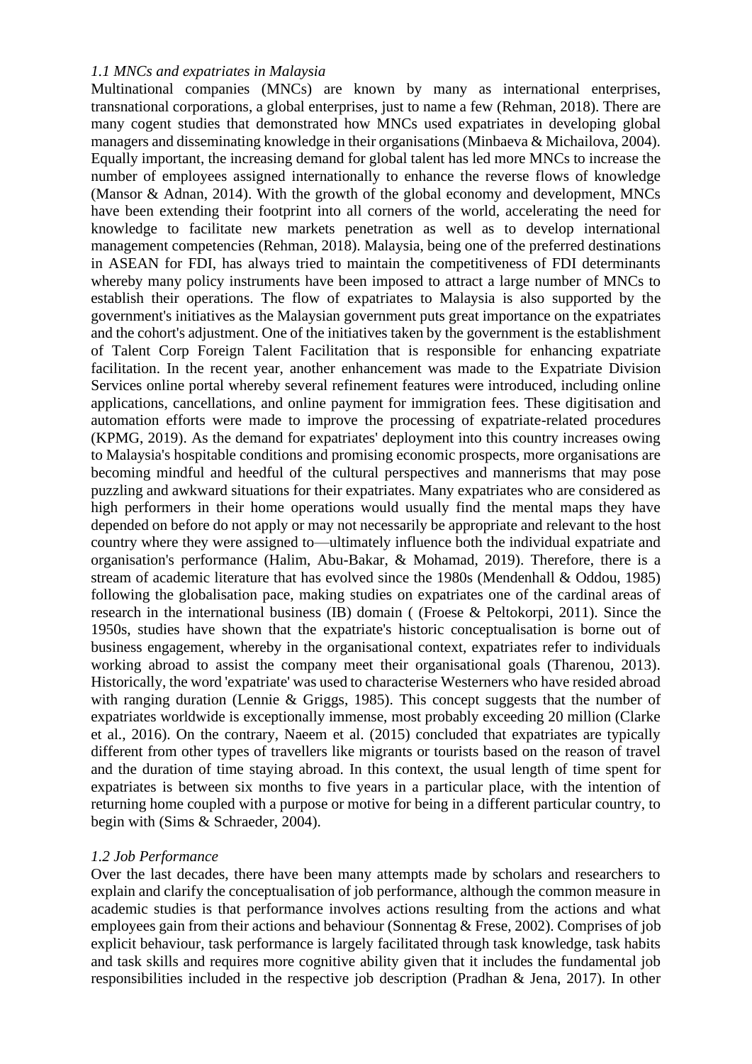### *1.1 MNCs and expatriates in Malaysia*

Multinational companies (MNCs) are known by many as international enterprises, transnational corporations, a global enterprises, just to name a few (Rehman, 2018). There are many cogent studies that demonstrated how MNCs used expatriates in developing global managers and disseminating knowledge in their organisations (Minbaeva & Michailova, 2004). Equally important, the increasing demand for global talent has led more MNCs to increase the number of employees assigned internationally to enhance the reverse flows of knowledge (Mansor & Adnan, 2014). With the growth of the global economy and development, MNCs have been extending their footprint into all corners of the world, accelerating the need for knowledge to facilitate new markets penetration as well as to develop international management competencies (Rehman, 2018). Malaysia, being one of the preferred destinations in ASEAN for FDI, has always tried to maintain the competitiveness of FDI determinants whereby many policy instruments have been imposed to attract a large number of MNCs to establish their operations. The flow of expatriates to Malaysia is also supported by the government's initiatives as the Malaysian government puts great importance on the expatriates and the cohort's adjustment. One of the initiatives taken by the government is the establishment of Talent Corp Foreign Talent Facilitation that is responsible for enhancing expatriate facilitation. In the recent year, another enhancement was made to the Expatriate Division Services online portal whereby several refinement features were introduced, including online applications, cancellations, and online payment for immigration fees. These digitisation and automation efforts were made to improve the processing of expatriate-related procedures (KPMG, 2019). As the demand for expatriates' deployment into this country increases owing to Malaysia's hospitable conditions and promising economic prospects, more organisations are becoming mindful and heedful of the cultural perspectives and mannerisms that may pose puzzling and awkward situations for their expatriates. Many expatriates who are considered as high performers in their home operations would usually find the mental maps they have depended on before do not apply or may not necessarily be appropriate and relevant to the host country where they were assigned to—ultimately influence both the individual expatriate and organisation's performance (Halim, Abu-Bakar, & Mohamad, 2019). Therefore, there is a stream of academic literature that has evolved since the 1980s (Mendenhall & Oddou, 1985) following the globalisation pace, making studies on expatriates one of the cardinal areas of research in the international business (IB) domain ( (Froese & Peltokorpi, 2011). Since the 1950s, studies have shown that the expatriate's historic conceptualisation is borne out of business engagement, whereby in the organisational context, expatriates refer to individuals working abroad to assist the company meet their organisational goals (Tharenou, 2013). Historically, the word 'expatriate' was used to characterise Westerners who have resided abroad with ranging duration (Lennie & Griggs, 1985). This concept suggests that the number of expatriates worldwide is exceptionally immense, most probably exceeding 20 million (Clarke et al., 2016). On the contrary, Naeem et al. (2015) concluded that expatriates are typically different from other types of travellers like migrants or tourists based on the reason of travel and the duration of time staying abroad. In this context, the usual length of time spent for expatriates is between six months to five years in a particular place, with the intention of returning home coupled with a purpose or motive for being in a different particular country, to begin with (Sims & Schraeder, 2004).

### *1.2 Job Performance*

Over the last decades, there have been many attempts made by scholars and researchers to explain and clarify the conceptualisation of job performance, although the common measure in academic studies is that performance involves actions resulting from the actions and what employees gain from their actions and behaviour (Sonnentag & Frese, 2002). Comprises of job explicit behaviour, task performance is largely facilitated through task knowledge, task habits and task skills and requires more cognitive ability given that it includes the fundamental job responsibilities included in the respective job description (Pradhan & Jena, 2017). In other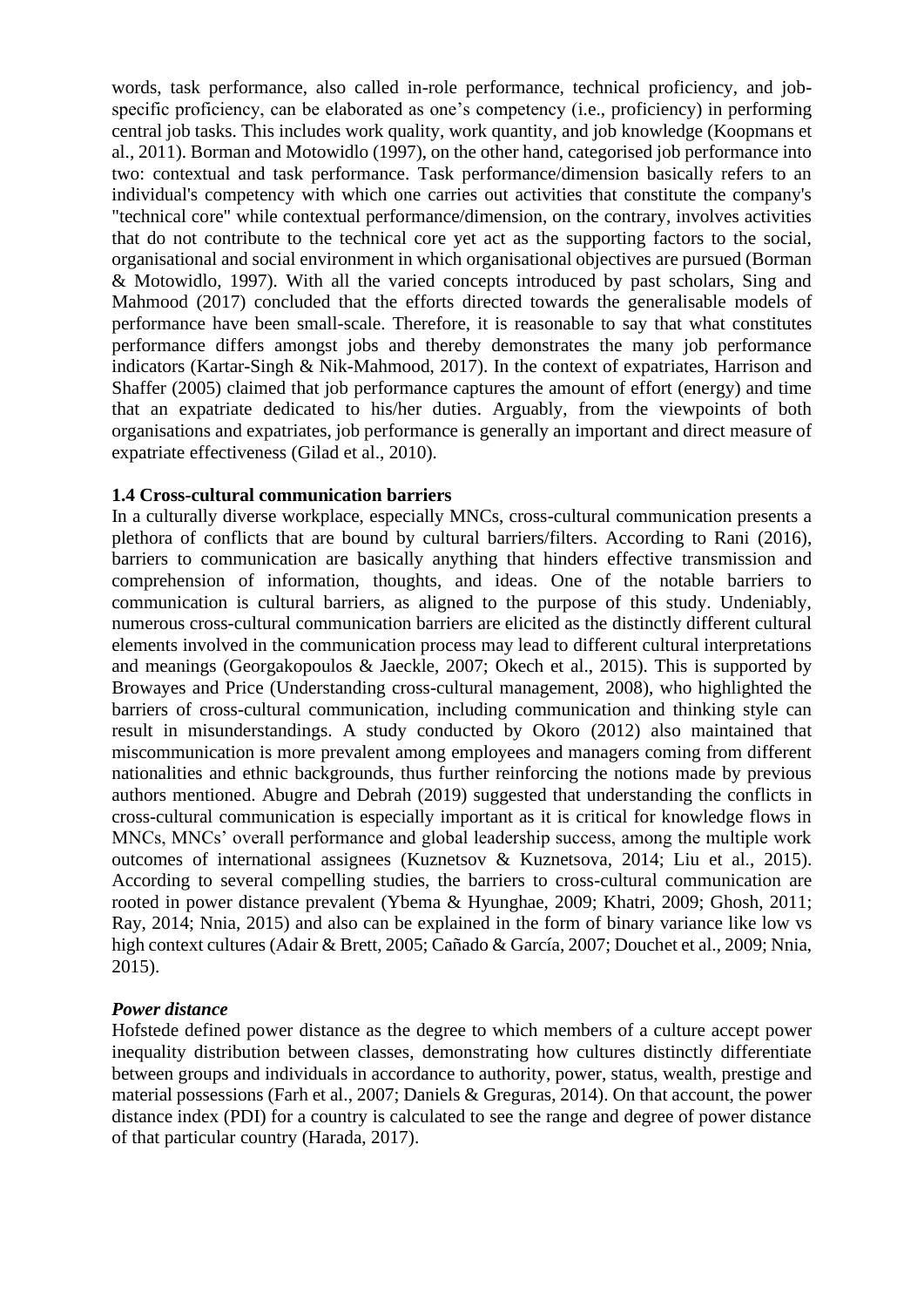words, task performance, also called in-role performance, technical proficiency, and job-specific proficiency, can be elaborated as one's competency (i.e., proficiency) in performing central job tasks. This includes work quality, work quantity, and job knowledge (Koopmans et al., 2011). Borman and Motowidlo (1997), on the other hand, categorised job performance into two: contextual and task performance. Task performance/dimension basically refers to an individual's competency with which one carries out activities that constitute the company's "technical core" while contextual performance/dimension, on the contrary, involves activities that do not contribute to the technical core yet act as the supporting factors to the social, organisational and social environment in which organisational objectives are pursued (Borman & Motowidlo, 1997). With all the varied concepts introduced by past scholars, Sing and Mahmood (2017) concluded that the efforts directed towards the generalisable models of performance have been small-scale. Therefore, it is reasonable to say that what constitutes performance differs amongst jobs and thereby demonstrates the many job performance indicators (Kartar-Singh & Nik-Mahmood, 2017). In the context of expatriates, Harrison and Shaffer (2005) claimed that job performance captures the amount of effort (energy) and time that an expatriate dedicated to his/her duties. Arguably, from the viewpoints of both organisations and expatriates, job performance is generally an important and direct measure of expatriate effectiveness (Gilad et al., 2010).

### 1.4 Cross-cultural communication barriers

In a culturally diverse workplace, especially MNCs, cross-cultural communication presents a plethora of conflicts that are bound by cultural barriers/filters. According to Rani (2016), barriers to communication are basically anything that hinders effective transmission and comprehension of information, thoughts, and ideas. One of the notable barriers to communication is cultural barriers, as aligned to the purpose of this study. Undeniably, numerous cross-cultural communication barriers are elicited as the distinctly different cultural elements involved in the communication process may lead to different cultural interpretations and meanings (Georgakopoulos & Jaeckle, 2007; Okech et al., 2015). This is supported by Browayes and Price (Understanding cross-cultural management, 2008), who highlighted the barriers of cross-cultural communication, including communication and thinking style can result in misunderstandings. A study conducted by Okoro (2012) also maintained that miscommunication is more prevalent among employees and managers coming from different nationalities and ethnic backgrounds, thus further reinforcing the notions made by previous authors mentioned. Abugre and Debrah (2019) suggested that understanding the conflicts in cross-cultural communication is especially important as it is critical for knowledge flows in MNCs, MNCs' overall performance and global leadership success, among the multiple work outcomes of international assignees (Kuznetsov & Kuznetsova, 2014; Liu et al., 2015). According to several compelling studies, the barriers to cross-cultural communication are rooted in power distance prevalent (Ybema & Hyunghae, 2009; Khatri, 2009; Ghosh, 2011; Ray, 2014; Nnia, 2015) and also can be explained in the form of binary variance like low vs high context cultures (Adair & Brett, 2005; Cañado & García, 2007; Douchet et al., 2009; Nnia, 2015).

***Power distance***

Hofstede defined power distance as the degree to which members of a culture accept power inequality distribution between classes, demonstrating how cultures distinctly differentiate between groups and individuals in accordance to authority, power, status, wealth, prestige and material possessions (Farh et al., 2007; Daniels & Greguras, 2014). On that account, the power distance index (PDI) for a country is calculated to see the range and degree of power distance of that particular country (Harada, 2017).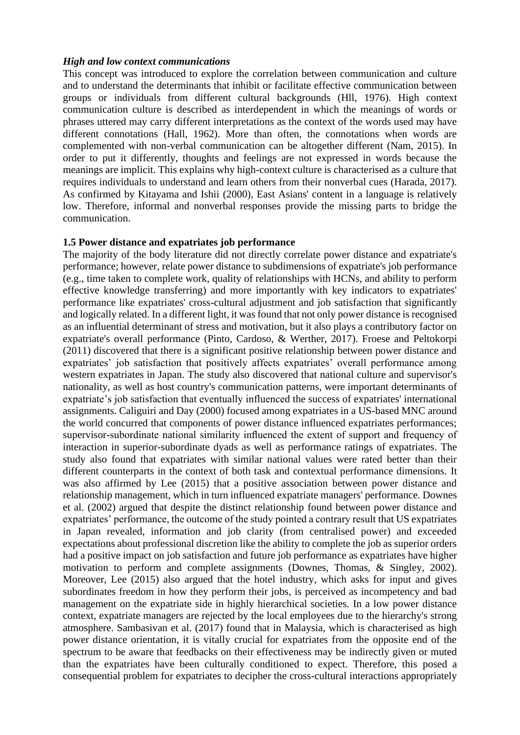***High and low context communications***

This concept was introduced to explore the correlation between communication and culture and to understand the determinants that inhibit or facilitate effective communication between groups or individuals from different cultural backgrounds (Hll, 1976). High context communication culture is described as interdependent in which the meanings of words or phrases uttered may carry different interpretations as the context of the words used may have different connotations (Hall, 1962). More than often, the connotations when words are complemented with non-verbal communication can be altogether different (Nam, 2015). In order to put it differently, thoughts and feelings are not expressed in words because the meanings are implicit. This explains why high-context culture is characterised as a culture that requires individuals to understand and learn others from their nonverbal cues (Harada, 2017). As confirmed by Kitayama and Ishii (2000), East Asians' content in a language is relatively low. Therefore, informal and nonverbal responses provide the missing parts to bridge the communication.

**1.5 Power distance and expatriates job performance**

The majority of the body literature did not directly correlate power distance and expatriate's performance; however, relate power distance to subdimensions of expatriate's job performance (e.g., time taken to complete work, quality of relationships with HCNs, and ability to perform effective knowledge transferring) and more importantly with key indicators to expatriates' performance like expatriates' cross-cultural adjustment and job satisfaction that significantly and logically related. In a different light, it was found that not only power distance is recognised as an influential determinant of stress and motivation, but it also plays a contributory factor on expatriate's overall performance (Pinto, Cardoso, & Werther, 2017). Froese and Peltokorpi (2011) discovered that there is a significant positive relationship between power distance and expatriates' job satisfaction that positively affects expatriates' overall performance among western expatriates in Japan. The study also discovered that national culture and supervisor's nationality, as well as host country's communication patterns, were important determinants of expatriate's job satisfaction that eventually influenced the success of expatriates' international assignments. Caligiuri and Day (2000) focused among expatriates in a US-based MNC around the world concurred that components of power distance influenced expatriates performances; supervisor-subordinate national similarity influenced the extent of support and frequency of interaction in superior-subordinate dyads as well as performance ratings of expatriates. The study also found that expatriates with similar national values were rated better than their different counterparts in the context of both task and contextual performance dimensions. It was also affirmed by Lee (2015) that a positive association between power distance and relationship management, which in turn influenced expatriate managers' performance. Downes et al. (2002) argued that despite the distinct relationship found between power distance and expatriates' performance, the outcome of the study pointed a contrary result that US expatriates in Japan revealed, information and job clarity (from centralised power) and exceeded expectations about professional discretion like the ability to complete the job as superior orders had a positive impact on job satisfaction and future job performance as expatriates have higher motivation to perform and complete assignments (Downes, Thomas, & Singley, 2002). Moreover, Lee (2015) also argued that the hotel industry, which asks for input and gives subordinates freedom in how they perform their jobs, is perceived as incompetency and bad management on the expatriate side in highly hierarchical societies. In a low power distance context, expatriate managers are rejected by the local employees due to the hierarchy's strong atmosphere. Sambasivan et al. (2017) found that in Malaysia, which is characterised as high power distance orientation, it is vitally crucial for expatriates from the opposite end of the spectrum to be aware that feedbacks on their effectiveness may be indirectly given or muted than the expatriates have been culturally conditioned to expect. Therefore, this posed a consequential problem for expatriates to decipher the cross-cultural interactions appropriately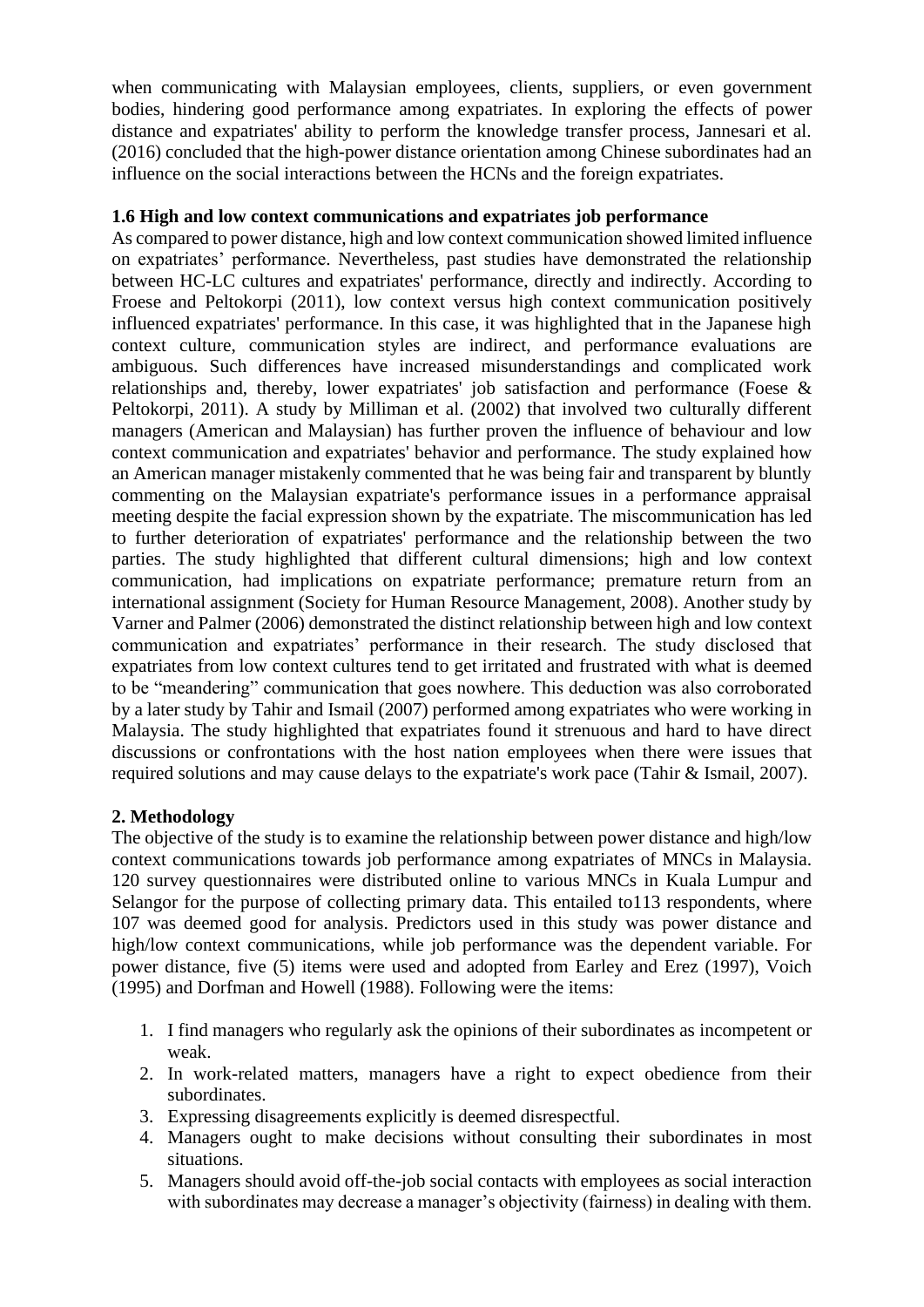when communicating with Malaysian employees, clients, suppliers, or even government bodies, hindering good performance among expatriates. In exploring the effects of power distance and expatriates' ability to perform the knowledge transfer process, Jannesari et al. (2016) concluded that the high-power distance orientation among Chinese subordinates had an influence on the social interactions between the HCNs and the foreign expatriates.

### 1.6 High and low context communications and expatriates job performance

As compared to power distance, high and low context communication showed limited influence on expatriates' performance. Nevertheless, past studies have demonstrated the relationship between HC-LC cultures and expatriates' performance, directly and indirectly. According to Froese and Peltokorpi (2011), low context versus high context communication positively influenced expatriates' performance. In this case, it was highlighted that in the Japanese high context culture, communication styles are indirect, and performance evaluations are ambiguous. Such differences have increased misunderstandings and complicated work relationships and, thereby, lower expatriates' job satisfaction and performance (Foese & Peltokorpi, 2011). A study by Milliman et al. (2002) that involved two culturally different managers (American and Malaysian) has further proven the influence of behaviour and low context communication and expatriates' behavior and performance. The study explained how an American manager mistakenly commented that he was being fair and transparent by bluntly commenting on the Malaysian expatriate's performance issues in a performance appraisal meeting despite the facial expression shown by the expatriate. The miscommunication has led to further deterioration of expatriates' performance and the relationship between the two parties. The study highlighted that different cultural dimensions; high and low context communication, had implications on expatriate performance; premature return from an international assignment (Society for Human Resource Management, 2008). Another study by Varner and Palmer (2006) demonstrated the distinct relationship between high and low context communication and expatriates' performance in their research. The study disclosed that expatriates from low context cultures tend to get irritated and frustrated with what is deemed to be "meandering" communication that goes nowhere. This deduction was also corroborated by a later study by Tahir and Ismail (2007) performed among expatriates who were working in Malaysia. The study highlighted that expatriates found it strenuous and hard to have direct discussions or confrontations with the host nation employees when there were issues that required solutions and may cause delays to the expatriate's work pace (Tahir & Ismail, 2007).

## 2. Methodology

The objective of the study is to examine the relationship between power distance and high/low context communications towards job performance among expatriates of MNCs in Malaysia. 120 survey questionnaires were distributed online to various MNCs in Kuala Lumpur and Selangor for the purpose of collecting primary data. This entailed to113 respondents, where 107 was deemed good for analysis. Predictors used in this study was power distance and high/low context communications, while job performance was the dependent variable. For power distance, five (5) items were used and adopted from Earley and Erez (1997), Voich (1995) and Dorfman and Howell (1988). Following were the items:

1. I find managers who regularly ask the opinions of their subordinates as incompetent or weak.
2. In work-related matters, managers have a right to expect obedience from their subordinates.
3. Expressing disagreements explicitly is deemed disrespectful.
4. Managers ought to make decisions without consulting their subordinates in most situations.
5. Managers should avoid off-the-job social contacts with employees as social interaction with subordinates may decrease a manager's objectivity (fairness) in dealing with them.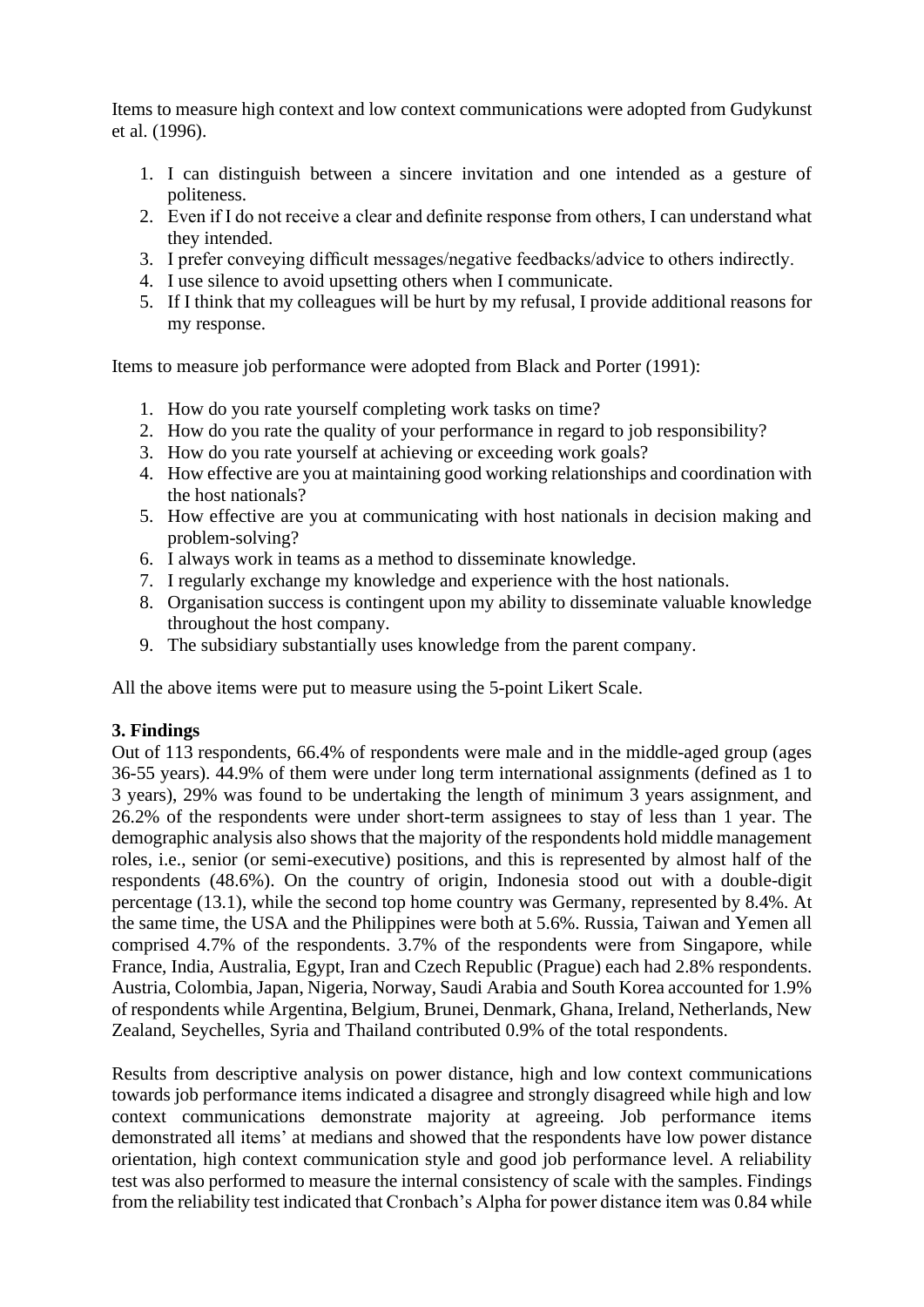Items to measure high context and low context communications were adopted from Gudykunst et al. (1996).

1. I can distinguish between a sincere invitation and one intended as a gesture of politeness.
2. Even if I do not receive a clear and definite response from others, I can understand what they intended.
3. I prefer conveying difficult messages/negative feedbacks/advice to others indirectly.
4. I use silence to avoid upsetting others when I communicate.
5. If I think that my colleagues will be hurt by my refusal, I provide additional reasons for my response.

Items to measure job performance were adopted from Black and Porter (1991):

1. How do you rate yourself completing work tasks on time?
2. How do you rate the quality of your performance in regard to job responsibility?
3. How do you rate yourself at achieving or exceeding work goals?
4. How effective are you at maintaining good working relationships and coordination with the host nationals?
5. How effective are you at communicating with host nationals in decision making and problem-solving?
6. I always work in teams as a method to disseminate knowledge.
7. I regularly exchange my knowledge and experience with the host nationals.
8. Organisation success is contingent upon my ability to disseminate valuable knowledge throughout the host company.
9. The subsidiary substantially uses knowledge from the parent company.

All the above items were put to measure using the 5-point Likert Scale.

## 3. Findings

Out of 113 respondents, 66.4% of respondents were male and in the middle-aged group (ages 36-55 years). 44.9% of them were under long term international assignments (defined as 1 to 3 years), 29% was found to be undertaking the length of minimum 3 years assignment, and 26.2% of the respondents were under short-term assignees to stay of less than 1 year. The demographic analysis also shows that the majority of the respondents hold middle management roles, i.e., senior (or semi-executive) positions, and this is represented by almost half of the respondents (48.6%). On the country of origin, Indonesia stood out with a double-digit percentage (13.1), while the second top home country was Germany, represented by 8.4%. At the same time, the USA and the Philippines were both at 5.6%. Russia, Taiwan and Yemen all comprised 4.7% of the respondents. 3.7% of the respondents were from Singapore, while France, India, Australia, Egypt, Iran and Czech Republic (Prague) each had 2.8% respondents. Austria, Colombia, Japan, Nigeria, Norway, Saudi Arabia and South Korea accounted for 1.9% of respondents while Argentina, Belgium, Brunei, Denmark, Ghana, Ireland, Netherlands, New Zealand, Seychelles, Syria and Thailand contributed 0.9% of the total respondents.

Results from descriptive analysis on power distance, high and low context communications towards job performance items indicated a disagree and strongly disagreed while high and low context communications demonstrate majority at agreeing. Job performance items demonstrated all items' at medians and showed that the respondents have low power distance orientation, high context communication style and good job performance level. A reliability test was also performed to measure the internal consistency of scale with the samples. Findings from the reliability test indicated that Cronbach's Alpha for power distance item was 0.84 while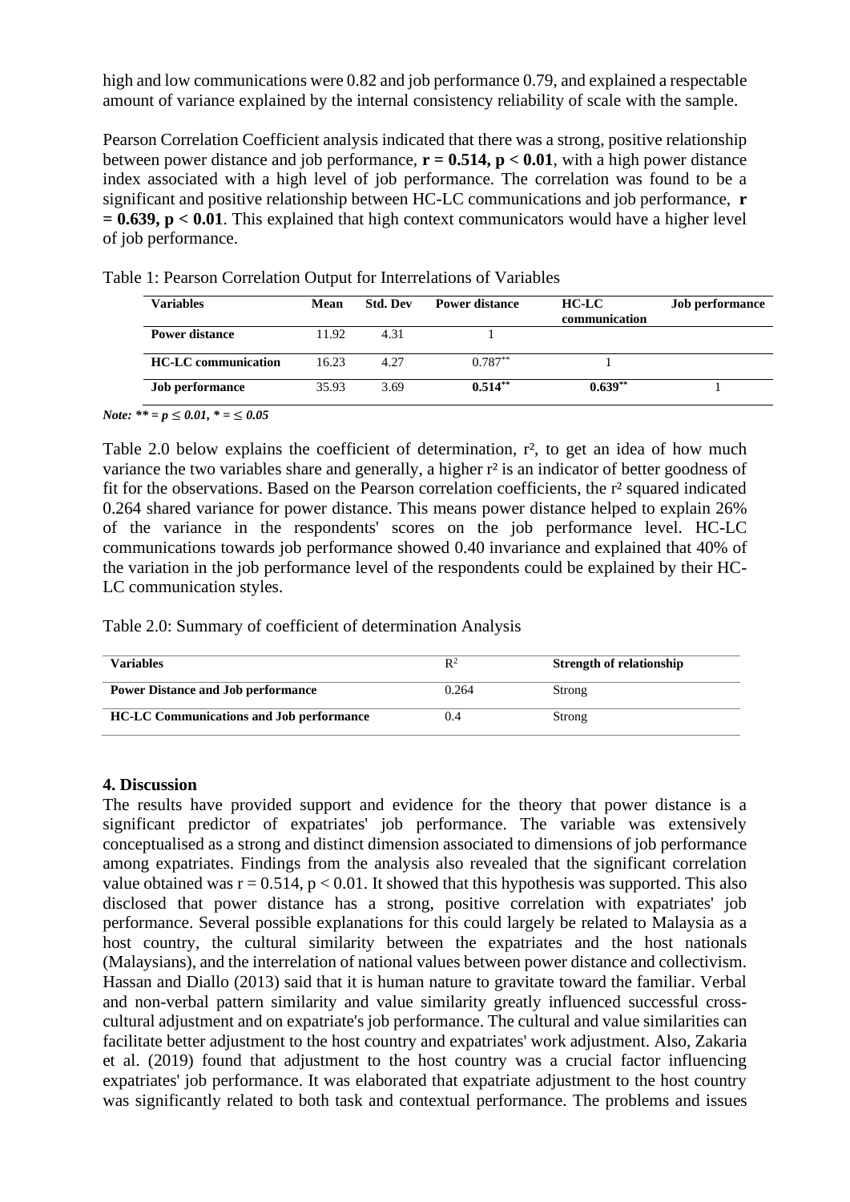high and low communications were 0.82 and job performance 0.79, and explained a respectable amount of variance explained by the internal consistency reliability of scale with the sample.

Pearson Correlation Coefficient analysis indicated that there was a strong, positive relationship between power distance and job performance, **$r = 0.514, p < 0.01$**, with a high power distance index associated with a high level of job performance. The correlation was found to be a significant and positive relationship between HC-LC communications and job performance, **$r = 0.639, p < 0.01$**. This explained that high context communicators would have a higher level of job performance.

Table 1: Pearson Correlation Output for Interrelations of Variables

| Variables | Mean | Std. Dev | Power distance | HC-LC communication | Job performance |
|---|---|---|---|---|---|
| **Power distance** | 11.92 | 4.31 | 1 | | |
| **HC-LC communication** | 16.23 | 4.27 | 0.787** | 1 | |
| **Job performance** | 35.93 | 3.69 | **0.514**** | **0.639**** | 1 |

*Note: ** = $p \leq 0.01$, * = $\leq 0.05$*

Table 2.0 below explains the coefficient of determination, $r^2$, to get an idea of how much variance the two variables share and generally, a higher $r^2$ is an indicator of better goodness of fit for the observations. Based on the Pearson correlation coefficients, the $r^2$ squared indicated 0.264 shared variance for power distance. This means power distance helped to explain 26% of the variance in the respondents' scores on the job performance level. HC-LC communications towards job performance showed 0.40 invariance and explained that 40% of the variation in the job performance level of the respondents could be explained by their HC-LC communication styles.

Table 2.0: Summary of coefficient of determination Analysis

| Variables | $R^2$ | Strength of relationship |
|---|---|---|
| **Power Distance and Job performance** | 0.264 | Strong |
| **HC-LC Communications and Job performance** | 0.4 | Strong |

## 4. Discussion

The results have provided support and evidence for the theory that power distance is a significant predictor of expatriates' job performance. The variable was extensively conceptualised as a strong and distinct dimension associated to dimensions of job performance among expatriates. Findings from the analysis also revealed that the significant correlation value obtained was $r = 0.514$, $p < 0.01$. It showed that this hypothesis was supported. This also disclosed that power distance has a strong, positive correlation with expatriates' job performance. Several possible explanations for this could largely be related to Malaysia as a host country, the cultural similarity between the expatriates and the host nationals (Malaysians), and the interrelation of national values between power distance and collectivism. Hassan and Diallo (2013) said that it is human nature to gravitate toward the familiar. Verbal and non-verbal pattern similarity and value similarity greatly influenced successful cross-cultural adjustment and on expatriate's job performance. The cultural and value similarities can facilitate better adjustment to the host country and expatriates' work adjustment. Also, Zakaria et al. (2019) found that adjustment to the host country was a crucial factor influencing expatriates' job performance. It was elaborated that expatriate adjustment to the host country was significantly related to both task and contextual performance. The problems and issues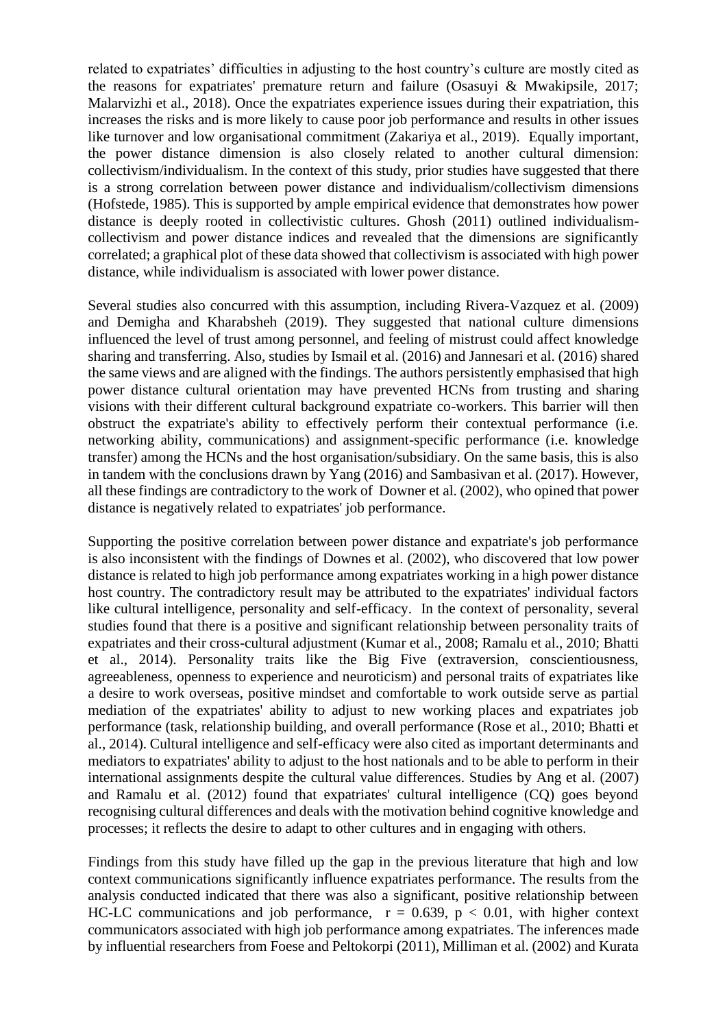related to expatriates' difficulties in adjusting to the host country's culture are mostly cited as the reasons for expatriates' premature return and failure (Osasuyi & Mwakipsile, 2017; Malarvizhi et al., 2018). Once the expatriates experience issues during their expatriation, this increases the risks and is more likely to cause poor job performance and results in other issues like turnover and low organisational commitment (Zakariya et al., 2019). Equally important, the power distance dimension is also closely related to another cultural dimension: collectivism/individualism. In the context of this study, prior studies have suggested that there is a strong correlation between power distance and individualism/collectivism dimensions (Hofstede, 1985). This is supported by ample empirical evidence that demonstrates how power distance is deeply rooted in collectivistic cultures. Ghosh (2011) outlined individualism-collectivism and power distance indices and revealed that the dimensions are significantly correlated; a graphical plot of these data showed that collectivism is associated with high power distance, while individualism is associated with lower power distance.

Several studies also concurred with this assumption, including Rivera-Vazquez et al. (2009) and Demigha and Kharabsheh (2019). They suggested that national culture dimensions influenced the level of trust among personnel, and feeling of mistrust could affect knowledge sharing and transferring. Also, studies by Ismail et al. (2016) and Jannesari et al. (2016) shared the same views and are aligned with the findings. The authors persistently emphasised that high power distance cultural orientation may have prevented HCNs from trusting and sharing visions with their different cultural background expatriate co-workers. This barrier will then obstruct the expatriate's ability to effectively perform their contextual performance (i.e. networking ability, communications) and assignment-specific performance (i.e. knowledge transfer) among the HCNs and the host organisation/subsidiary. On the same basis, this is also in tandem with the conclusions drawn by Yang (2016) and Sambasivan et al. (2017). However, all these findings are contradictory to the work of Downer et al. (2002), who opined that power distance is negatively related to expatriates' job performance.

Supporting the positive correlation between power distance and expatriate's job performance is also inconsistent with the findings of Downes et al. (2002), who discovered that low power distance is related to high job performance among expatriates working in a high power distance host country. The contradictory result may be attributed to the expatriates' individual factors like cultural intelligence, personality and self-efficacy. In the context of personality, several studies found that there is a positive and significant relationship between personality traits of expatriates and their cross-cultural adjustment (Kumar et al., 2008; Ramalu et al., 2010; Bhatti et al., 2014). Personality traits like the Big Five (extraversion, conscientiousness, agreeableness, openness to experience and neuroticism) and personal traits of expatriates like a desire to work overseas, positive mindset and comfortable to work outside serve as partial mediation of the expatriates' ability to adjust to new working places and expatriates job performance (task, relationship building, and overall performance (Rose et al., 2010; Bhatti et al., 2014). Cultural intelligence and self-efficacy were also cited as important determinants and mediators to expatriates' ability to adjust to the host nationals and to be able to perform in their international assignments despite the cultural value differences. Studies by Ang et al. (2007) and Ramalu et al. (2012) found that expatriates' cultural intelligence (CQ) goes beyond recognising cultural differences and deals with the motivation behind cognitive knowledge and processes; it reflects the desire to adapt to other cultures and in engaging with others.

Findings from this study have filled up the gap in the previous literature that high and low context communications significantly influence expatriates performance. The results from the analysis conducted indicated that there was also a significant, positive relationship between HC-LC communications and job performance, $r = 0.639$, $p < 0.01$, with higher context communicators associated with high job performance among expatriates. The inferences made by influential researchers from Foese and Peltokorpi (2011), Milliman et al. (2002) and Kurata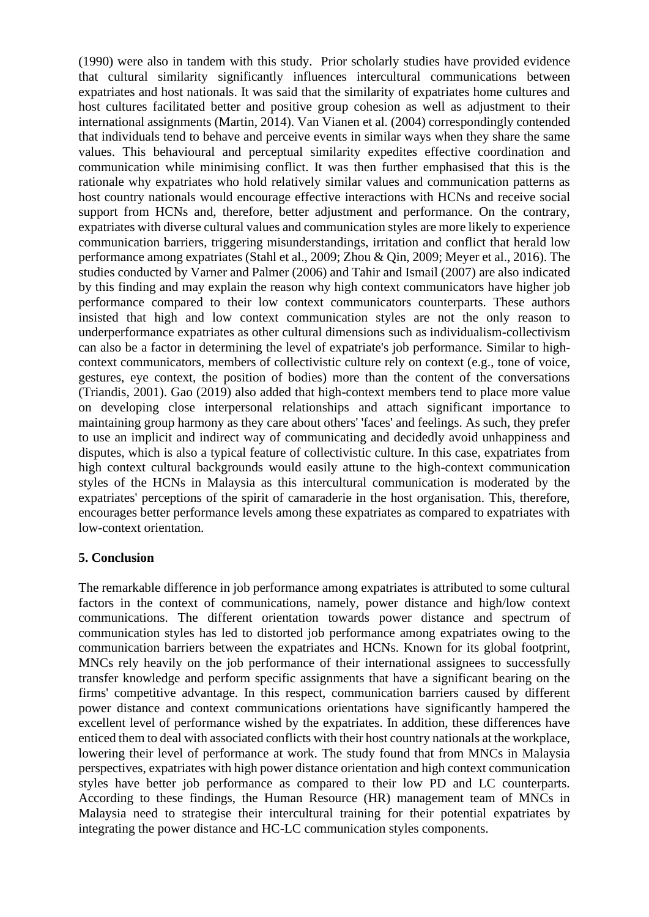(1990) were also in tandem with this study. Prior scholarly studies have provided evidence that cultural similarity significantly influences intercultural communications between expatriates and host nationals. It was said that the similarity of expatriates home cultures and host cultures facilitated better and positive group cohesion as well as adjustment to their international assignments (Martin, 2014). Van Vianen et al. (2004) correspondingly contended that individuals tend to behave and perceive events in similar ways when they share the same values. This behavioural and perceptual similarity expedites effective coordination and communication while minimising conflict. It was then further emphasised that this is the rationale why expatriates who hold relatively similar values and communication patterns as host country nationals would encourage effective interactions with HCNs and receive social support from HCNs and, therefore, better adjustment and performance. On the contrary, expatriates with diverse cultural values and communication styles are more likely to experience communication barriers, triggering misunderstandings, irritation and conflict that herald low performance among expatriates (Stahl et al., 2009; Zhou & Qin, 2009; Meyer et al., 2016). The studies conducted by Varner and Palmer (2006) and Tahir and Ismail (2007) are also indicated by this finding and may explain the reason why high context communicators have higher job performance compared to their low context communicators counterparts. These authors insisted that high and low context communication styles are not the only reason to underperformance expatriates as other cultural dimensions such as individualism-collectivism can also be a factor in determining the level of expatriate's job performance. Similar to high-context communicators, members of collectivistic culture rely on context (e.g., tone of voice, gestures, eye context, the position of bodies) more than the content of the conversations (Triandis, 2001). Gao (2019) also added that high-context members tend to place more value on developing close interpersonal relationships and attach significant importance to maintaining group harmony as they care about others' 'faces' and feelings. As such, they prefer to use an implicit and indirect way of communicating and decidedly avoid unhappiness and disputes, which is also a typical feature of collectivistic culture. In this case, expatriates from high context cultural backgrounds would easily attune to the high-context communication styles of the HCNs in Malaysia as this intercultural communication is moderated by the expatriates' perceptions of the spirit of camaraderie in the host organisation. This, therefore, encourages better performance levels among these expatriates as compared to expatriates with low-context orientation.

## 5. Conclusion

The remarkable difference in job performance among expatriates is attributed to some cultural factors in the context of communications, namely, power distance and high/low context communications. The different orientation towards power distance and spectrum of communication styles has led to distorted job performance among expatriates owing to the communication barriers between the expatriates and HCNs. Known for its global footprint, MNCs rely heavily on the job performance of their international assignees to successfully transfer knowledge and perform specific assignments that have a significant bearing on the firms' competitive advantage. In this respect, communication barriers caused by different power distance and context communications orientations have significantly hampered the excellent level of performance wished by the expatriates. In addition, these differences have enticed them to deal with associated conflicts with their host country nationals at the workplace, lowering their level of performance at work. The study found that from MNCs in Malaysia perspectives, expatriates with high power distance orientation and high context communication styles have better job performance as compared to their low PD and LC counterparts. According to these findings, the Human Resource (HR) management team of MNCs in Malaysia need to strategise their intercultural training for their potential expatriates by integrating the power distance and HC-LC communication styles components.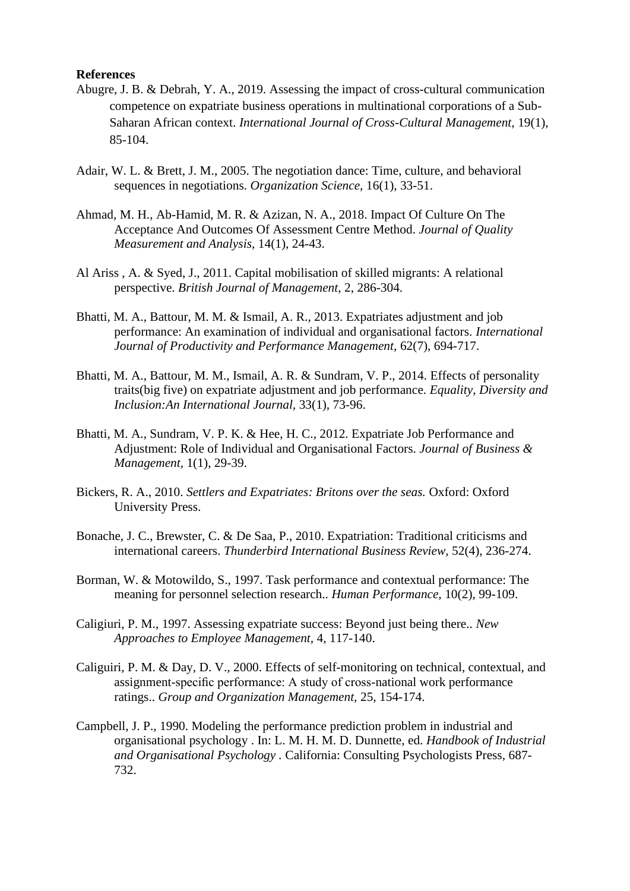**References**

Abugre, J. B. & Debrah, Y. A., 2019. Assessing the impact of cross-cultural communication competence on expatriate business operations in multinational corporations of a Sub-Saharan African context. *International Journal of Cross-Cultural Management,* 19(1), 85-104.

Adair, W. L. & Brett, J. M., 2005. The negotiation dance: Time, culture, and behavioral sequences in negotiations. *Organization Science*, 16(1), 33-51.

Ahmad, M. H., Ab-Hamid, M. R. & Azizan, N. A., 2018. Impact Of Culture On The Acceptance And Outcomes Of Assessment Centre Method. *Journal of Quality Measurement and Analysis,* 14(1), 24-43.

Al Ariss , A. & Syed, J., 2011. Capital mobilisation of skilled migrants: A relational perspective. *British Journal of Management*, 2, 286-304.

Bhatti, M. A., Battour, M. M. & Ismail, A. R., 2013. Expatriates adjustment and job performance: An examination of individual and organisational factors. *International Journal of Productivity and Performance Management,* 62(7), 694-717.

Bhatti, M. A., Battour, M. M., Ismail, A. R. & Sundram, V. P., 2014. Effects of personality traits(big five) on expatriate adjustment and job performance. *Equality, Diversity and Inclusion:An International Journal,* 33(1), 73-96.

Bhatti, M. A., Sundram, V. P. K. & Hee, H. C., 2012. Expatriate Job Performance and Adjustment: Role of Individual and Organisational Factors. *Journal of Business & Management*, 1(1), 29-39.

Bickers, R. A., 2010. *Settlers and Expatriates: Britons over the seas.* Oxford: Oxford University Press.

Bonache, J. C., Brewster, C. & De Saa, P., 2010. Expatriation: Traditional criticisms and international careers. *Thunderbird International Business Review*, 52(4), 236-274.

Borman, W. & Motowildo, S., 1997. Task performance and contextual performance: The meaning for personnel selection research.. *Human Performance,* 10(2), 99-109.

Caligiuri, P. M., 1997. Assessing expatriate success: Beyond just being there.. *New Approaches to Employee Management,* 4, 117-140.

Caliguiri, P. M. & Day, D. V., 2000. Effects of self-monitoring on technical, contextual, and assignment-specific performance: A study of cross-national work performance ratings.. *Group and Organization Management*, 25, 154-174.

Campbell, J. P., 1990. Modeling the performance prediction problem in industrial and organisational psychology . In: L. M. H. M. D. Dunnette, ed. *Handbook of Industrial and Organisational Psychology* . California: Consulting Psychologists Press, 687-732.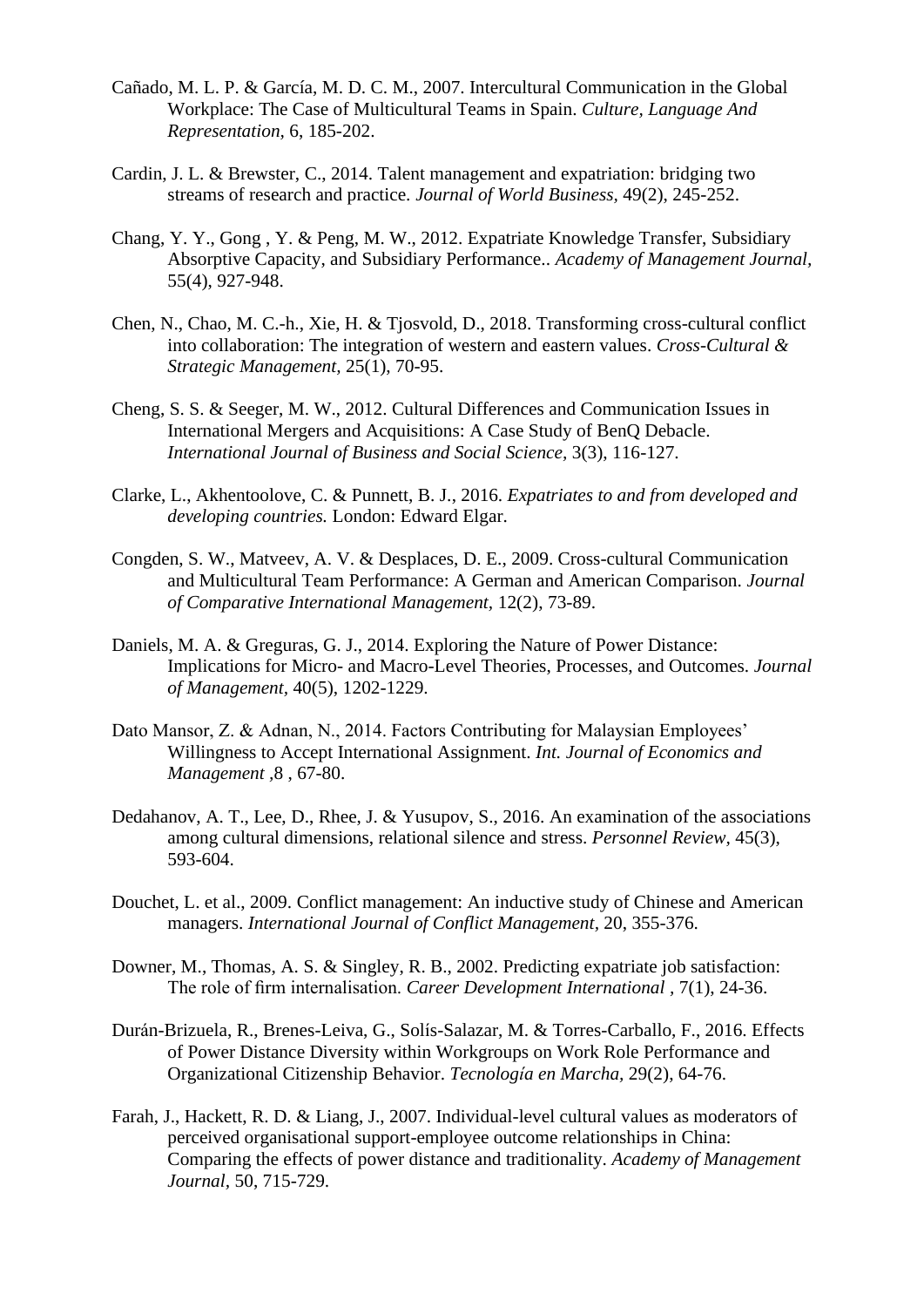Cañado, M. L. P. & García, M. D. C. M., 2007. Intercultural Communication in the Global Workplace: The Case of Multicultural Teams in Spain. *Culture, Language And Representation,* 6, 185-202.

Cardin, J. L. & Brewster, C., 2014. Talent management and expatriation: bridging two streams of research and practice. *Journal of World Business,* 49(2), 245-252.

Chang, Y. Y., Gong , Y. & Peng, M. W., 2012. Expatriate Knowledge Transfer, Subsidiary Absorptive Capacity, and Subsidiary Performance.. *Academy of Management Journal*, 55(4), 927-948.

Chen, N., Chao, M. C.-h., Xie, H. & Tjosvold, D., 2018. Transforming cross-cultural conflict into collaboration: The integration of western and eastern values. *Cross-Cultural & Strategic Management*, 25(1), 70-95.

Cheng, S. S. & Seeger, M. W., 2012. Cultural Differences and Communication Issues in International Mergers and Acquisitions: A Case Study of BenQ Debacle. *International Journal of Business and Social Science,* 3(3), 116-127.

Clarke, L., Akhentoolove, C. & Punnett, B. J., 2016. *Expatriates to and from developed and developing countries.* London: Edward Elgar.

Congden, S. W., Matveev, A. V. & Desplaces, D. E., 2009. Cross-cultural Communication and Multicultural Team Performance: A German and American Comparison. *Journal of Comparative International Management*, 12(2), 73-89.

Daniels, M. A. & Greguras, G. J., 2014. Exploring the Nature of Power Distance: Implications for Micro- and Macro-Level Theories, Processes, and Outcomes. *Journal of Management*, 40(5), 1202-1229.

Dato Mansor, Z. & Adnan, N., 2014. Factors Contributing for Malaysian Employees' Willingness to Accept International Assignment. *Int. Journal of Economics and Management* ,8 , 67-80.

Dedahanov, A. T., Lee, D., Rhee, J. & Yusupov, S., 2016. An examination of the associations among cultural dimensions, relational silence and stress. *Personnel Review*, 45(3), 593-604.

Douchet, L. et al., 2009. Conflict management: An inductive study of Chinese and American managers. *International Journal of Conflict Management*, 20, 355-376.

Downer, M., Thomas, A. S. & Singley, R. B., 2002. Predicting expatriate job satisfaction: The role of firm internalisation. *Career Development International* , 7(1), 24-36.

Durán-Brizuela, R., Brenes-Leiva, G., Solís-Salazar, M. & Torres-Carballo, F., 2016. Effects of Power Distance Diversity within Workgroups on Work Role Performance and Organizational Citizenship Behavior. *Tecnología en Marcha*, 29(2), 64-76.

Farah, J., Hackett, R. D. & Liang, J., 2007. Individual-level cultural values as moderators of perceived organisational support-employee outcome relationships in China: Comparing the effects of power distance and traditionality. *Academy of Management Journal,* 50, 715-729.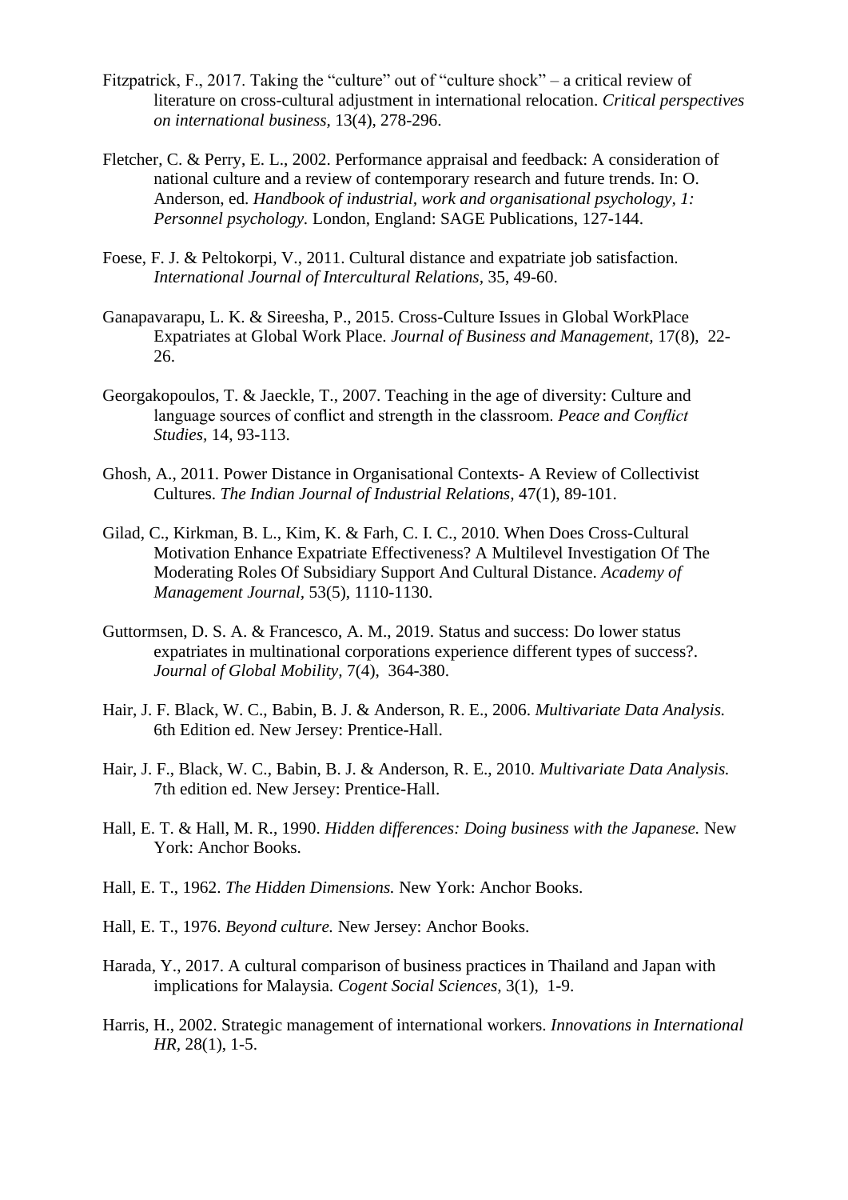Fitzpatrick, F., 2017. Taking the "culture" out of "culture shock" – a critical review of literature on cross-cultural adjustment in international relocation. *Critical perspectives on international business,* 13(4), 278-296.

Fletcher, C. & Perry, E. L., 2002. Performance appraisal and feedback: A consideration of national culture and a review of contemporary research and future trends. In: O. Anderson, ed. *Handbook of industrial, work and organisational psychology, 1: Personnel psychology.* London, England: SAGE Publications, 127-144.

Foese, F. J. & Peltokorpi, V., 2011. Cultural distance and expatriate job satisfaction. *International Journal of Intercultural Relations,* 35, 49-60.

Ganapavarapu, L. K. & Sireesha, P., 2015. Cross-Culture Issues in Global WorkPlace Expatriates at Global Work Place. *Journal of Business and Management,* 17(8), 22-26.

Georgakopoulos, T. & Jaeckle, T., 2007. Teaching in the age of diversity: Culture and language sources of conflict and strength in the classroom. *Peace and Conflict Studies,* 14, 93-113.

Ghosh, A., 2011. Power Distance in Organisational Contexts- A Review of Collectivist Cultures. *The Indian Journal of Industrial Relations,* 47(1), 89-101.

Gilad, C., Kirkman, B. L., Kim, K. & Farh, C. I. C., 2010. When Does Cross-Cultural Motivation Enhance Expatriate Effectiveness? A Multilevel Investigation Of The Moderating Roles Of Subsidiary Support And Cultural Distance. *Academy of Management Journal,* 53(5), 1110-1130.

Guttormsen, D. S. A. & Francesco, A. M., 2019. Status and success: Do lower status expatriates in multinational corporations experience different types of success?. *Journal of Global Mobility,* 7(4), 364-380.

Hair, J. F. Black, W. C., Babin, B. J. & Anderson, R. E., 2006. *Multivariate Data Analysis.* 6th Edition ed. New Jersey: Prentice-Hall.

Hair, J. F., Black, W. C., Babin, B. J. & Anderson, R. E., 2010. *Multivariate Data Analysis.* 7th edition ed. New Jersey: Prentice-Hall.

Hall, E. T. & Hall, M. R., 1990. *Hidden differences: Doing business with the Japanese.* New York: Anchor Books.

Hall, E. T., 1962. *The Hidden Dimensions.* New York: Anchor Books.

Hall, E. T., 1976. *Beyond culture.* New Jersey: Anchor Books.

Harada, Y., 2017. A cultural comparison of business practices in Thailand and Japan with implications for Malaysia. *Cogent Social Sciences,* 3(1), 1-9.

Harris, H., 2002. Strategic management of international workers. *Innovations in International HR,* 28(1), 1-5.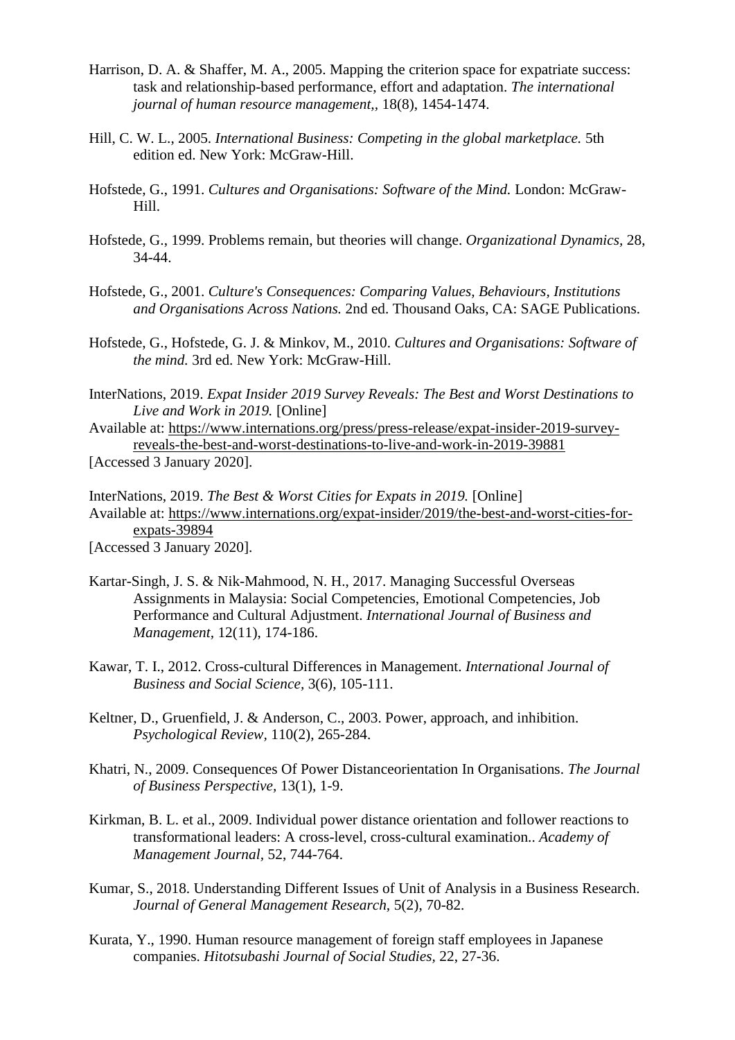Harrison, D. A. & Shaffer, M. A., 2005. Mapping the criterion space for expatriate success: task and relationship-based performance, effort and adaptation. *The international journal of human resource management,*, 18(8), 1454-1474.

Hill, C. W. L., 2005. *International Business: Competing in the global marketplace.* 5th edition ed. New York: McGraw-Hill.

Hofstede, G., 1991. *Cultures and Organisations: Software of the Mind.* London: McGraw-Hill.

Hofstede, G., 1999. Problems remain, but theories will change. *Organizational Dynamics,* 28, 34-44.

Hofstede, G., 2001. *Culture's Consequences: Comparing Values, Behaviours, Institutions and Organisations Across Nations.* 2nd ed. Thousand Oaks, CA: SAGE Publications.

Hofstede, G., Hofstede, G. J. & Minkov, M., 2010. *Cultures and Organisations: Software of the mind.* 3rd ed. New York: McGraw-Hill.

InterNations, 2019. *Expat Insider 2019 Survey Reveals: The Best and Worst Destinations to Live and Work in 2019.* [Online]
Available at: https://www.internations.org/press/press-release/expat-insider-2019-survey-reveals-the-best-and-worst-destinations-to-live-and-work-in-2019-39881
[Accessed 3 January 2020].

InterNations, 2019. *The Best & Worst Cities for Expats in 2019.* [Online]
Available at: https://www.internations.org/expat-insider/2019/the-best-and-worst-cities-for-expats-39894
[Accessed 3 January 2020].

Kartar-Singh, J. S. & Nik-Mahmood, N. H., 2017. Managing Successful Overseas Assignments in Malaysia: Social Competencies, Emotional Competencies, Job Performance and Cultural Adjustment. *International Journal of Business and Management,* 12(11), 174-186.

Kawar, T. I., 2012. Cross-cultural Differences in Management. *International Journal of Business and Social Science,* 3(6), 105-111.

Keltner, D., Gruenfield, J. & Anderson, C., 2003. Power, approach, and inhibition. *Psychological Review,* 110(2), 265-284.

Khatri, N., 2009. Consequences Of Power Distanceorientation In Organisations. *The Journal of Business Perspective,* 13(1), 1-9.

Kirkman, B. L. et al., 2009. Individual power distance orientation and follower reactions to transformational leaders: A cross-level, cross-cultural examination.. *Academy of Management Journal,* 52, 744-764.

Kumar, S., 2018. Understanding Different Issues of Unit of Analysis in a Business Research. *Journal of General Management Research,* 5(2), 70-82.

Kurata, Y., 1990. Human resource management of foreign staff employees in Japanese companies. *Hitotsubashi Journal of Social Studies,* 22, 27-36.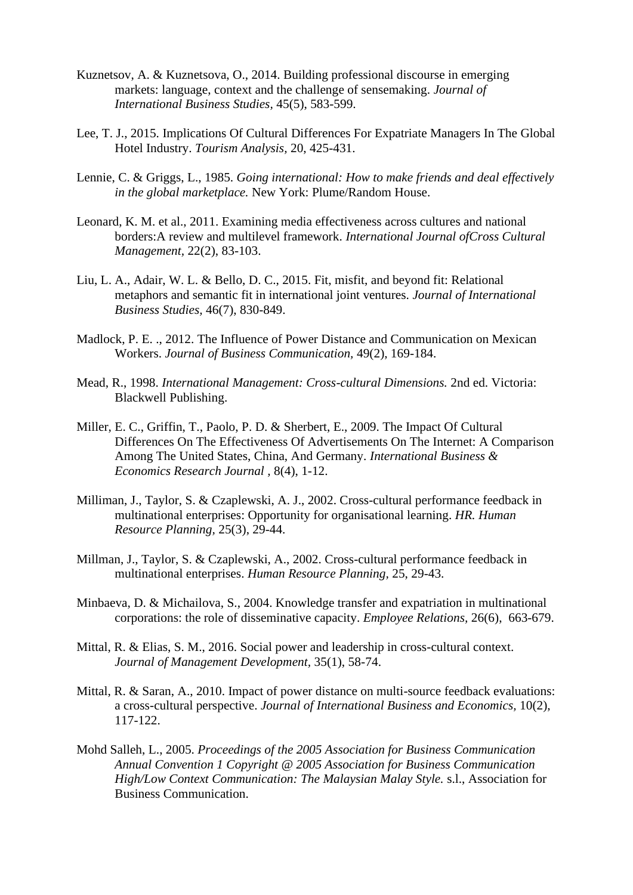Kuznetsov, A. & Kuznetsova, O., 2014. Building professional discourse in emerging markets: language, context and the challenge of sensemaking. *Journal of International Business Studies,* 45(5), 583-599.

Lee, T. J., 2015. Implications Of Cultural Differences For Expatriate Managers In The Global Hotel Industry. *Tourism Analysis,* 20, 425-431.

Lennie, C. & Griggs, L., 1985. *Going international: How to make friends and deal effectively in the global marketplace.* New York: Plume/Random House.

Leonard, K. M. et al., 2011. Examining media effectiveness across cultures and national borders:A review and multilevel framework. *International Journal ofCross Cultural Management,* 22(2), 83-103.

Liu, L. A., Adair, W. L. & Bello, D. C., 2015. Fit, misfit, and beyond fit: Relational metaphors and semantic fit in international joint ventures. *Journal of International Business Studies,* 46(7), 830-849.

Madlock, P. E. ., 2012. The Influence of Power Distance and Communication on Mexican Workers. *Journal of Business Communication,* 49(2), 169-184.

Mead, R., 1998. *International Management: Cross-cultural Dimensions.* 2nd ed. Victoria: Blackwell Publishing.

Miller, E. C., Griffin, T., Paolo, P. D. & Sherbert, E., 2009. The Impact Of Cultural Differences On The Effectiveness Of Advertisements On The Internet: A Comparison Among The United States, China, And Germany. *International Business & Economics Research Journal* , 8(4), 1-12.

Milliman, J., Taylor, S. & Czaplewski, A. J., 2002. Cross-cultural performance feedback in multinational enterprises: Opportunity for organisational learning. *HR. Human Resource Planning,* 25(3), 29-44.

Millman, J., Taylor, S. & Czaplewski, A., 2002. Cross-cultural performance feedback in multinational enterprises. *Human Resource Planning,* 25, 29-43.

Minbaeva, D. & Michailova, S., 2004. Knowledge transfer and expatriation in multinational corporations: the role of disseminative capacity. *Employee Relations,* 26(6), 663-679.

Mittal, R. & Elias, S. M., 2016. Social power and leadership in cross-cultural context. *Journal of Management Development,* 35(1), 58-74.

Mittal, R. & Saran, A., 2010. Impact of power distance on multi-source feedback evaluations: a cross-cultural perspective. *Journal of International Business and Economics,* 10(2), 117-122.

Mohd Salleh, L., 2005. *Proceedings of the 2005 Association for Business Communication Annual Convention 1 Copyright @ 2005 Association for Business Communication High/Low Context Communication: The Malaysian Malay Style.* s.l., Association for Business Communication.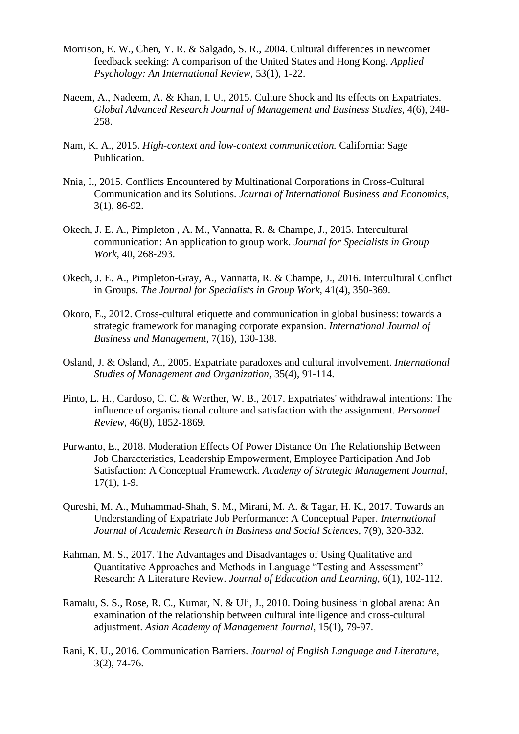Morrison, E. W., Chen, Y. R. & Salgado, S. R., 2004. Cultural differences in newcomer feedback seeking: A comparison of the United States and Hong Kong. *Applied Psychology: An International Review*, 53(1), 1-22.

Naeem, A., Nadeem, A. & Khan, I. U., 2015. Culture Shock and Its effects on Expatriates. *Global Advanced Research Journal of Management and Business Studies*, 4(6), 248-258.

Nam, K. A., 2015. *High-context and low-context communication.* California: Sage Publication.

Nnia, I., 2015. Conflicts Encountered by Multinational Corporations in Cross-Cultural Communication and its Solutions. *Journal of International Business and Economics*, 3(1), 86-92.

Okech, J. E. A., Pimpleton , A. M., Vannatta, R. & Champe, J., 2015. Intercultural communication: An application to group work. *Journal for Specialists in Group Work*, 40, 268-293.

Okech, J. E. A., Pimpleton-Gray, A., Vannatta, R. & Champe, J., 2016. Intercultural Conflict in Groups. *The Journal for Specialists in Group Work*, 41(4), 350-369.

Okoro, E., 2012. Cross-cultural etiquette and communication in global business: towards a strategic framework for managing corporate expansion. *International Journal of Business and Management*, 7(16), 130-138.

Osland, J. & Osland, A., 2005. Expatriate paradoxes and cultural involvement. *International Studies of Management and Organization*, 35(4), 91-114.

Pinto, L. H., Cardoso, C. C. & Werther, W. B., 2017. Expatriates' withdrawal intentions: The influence of organisational culture and satisfaction with the assignment. *Personnel Review*, 46(8), 1852-1869.

Purwanto, E., 2018. Moderation Effects Of Power Distance On The Relationship Between Job Characteristics, Leadership Empowerment, Employee Participation And Job Satisfaction: A Conceptual Framework. *Academy of Strategic Management Journal*, 17(1), 1-9.

Qureshi, M. A., Muhammad-Shah, S. M., Mirani, M. A. & Tagar, H. K., 2017. Towards an Understanding of Expatriate Job Performance: A Conceptual Paper. *International Journal of Academic Research in Business and Social Sciences*, 7(9), 320-332.

Rahman, M. S., 2017. The Advantages and Disadvantages of Using Qualitative and Quantitative Approaches and Methods in Language "Testing and Assessment" Research: A Literature Review. *Journal of Education and Learning*, 6(1), 102-112.

Ramalu, S. S., Rose, R. C., Kumar, N. & Uli, J., 2010. Doing business in global arena: An examination of the relationship between cultural intelligence and cross-cultural adjustment. *Asian Academy of Management Journal*, 15(1), 79-97.

Rani, K. U., 2016. Communication Barriers. *Journal of English Language and Literature*, 3(2), 74-76.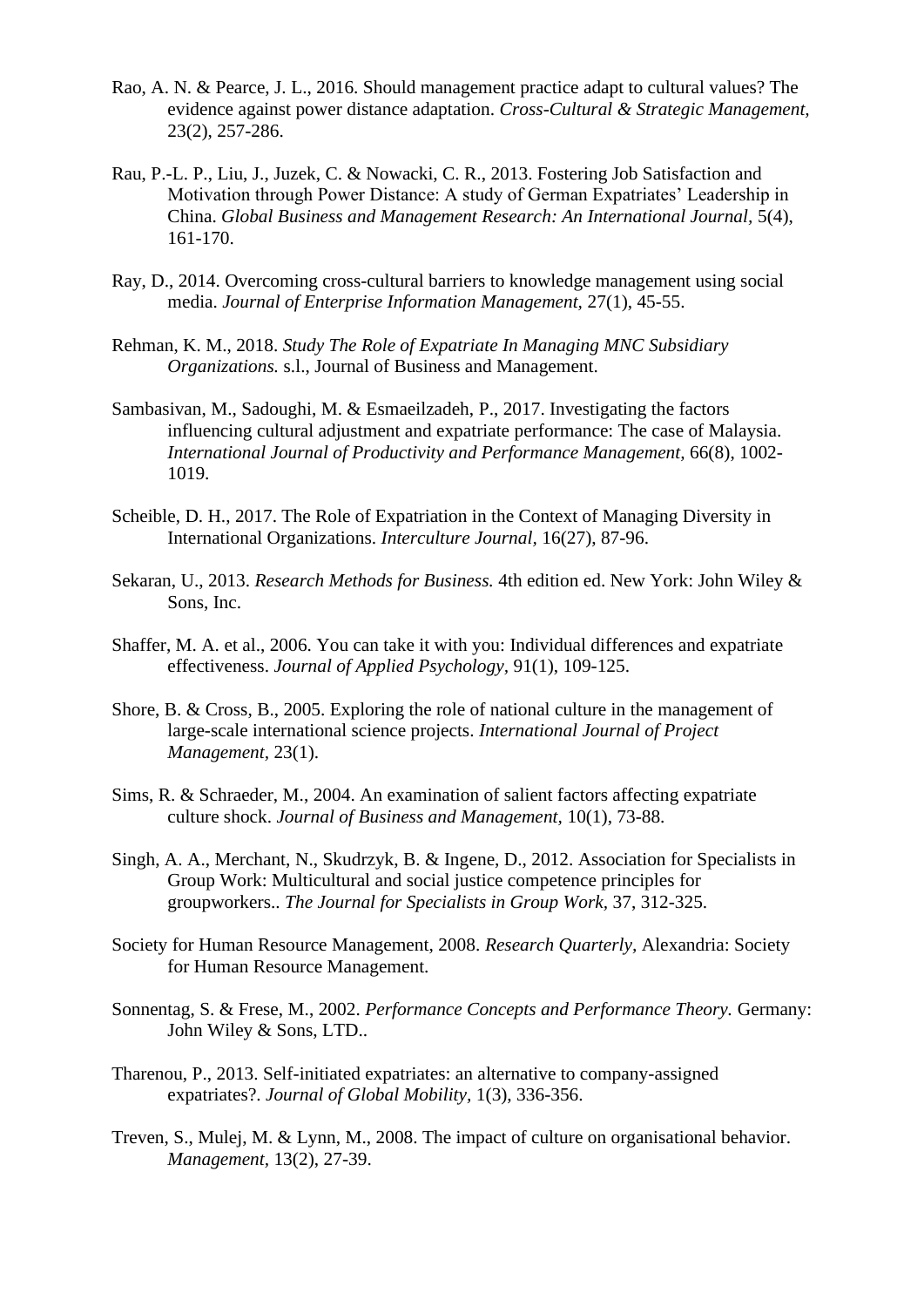Rao, A. N. & Pearce, J. L., 2016. Should management practice adapt to cultural values? The evidence against power distance adaptation. *Cross-Cultural & Strategic Management,* 23(2), 257-286.

Rau, P.-L. P., Liu, J., Juzek, C. & Nowacki, C. R., 2013. Fostering Job Satisfaction and Motivation through Power Distance: A study of German Expatriates' Leadership in China. *Global Business and Management Research: An International Journal,* 5(4), 161-170.

Ray, D., 2014. Overcoming cross-cultural barriers to knowledge management using social media. *Journal of Enterprise Information Management,* 27(1), 45-55.

Rehman, K. M., 2018. *Study The Role of Expatriate In Managing MNC Subsidiary Organizations.* s.l., Journal of Business and Management.

Sambasivan, M., Sadoughi, M. & Esmaeilzadeh, P., 2017. Investigating the factors influencing cultural adjustment and expatriate performance: The case of Malaysia. *International Journal of Productivity and Performance Management,* 66(8), 1002-1019.

Scheible, D. H., 2017. The Role of Expatriation in the Context of Managing Diversity in International Organizations. *Interculture Journal,* 16(27), 87-96.

Sekaran, U., 2013. *Research Methods for Business.* 4th edition ed. New York: John Wiley & Sons, Inc.

Shaffer, M. A. et al., 2006. You can take it with you: Individual differences and expatriate effectiveness. *Journal of Applied Psychology,* 91(1), 109-125.

Shore, B. & Cross, B., 2005. Exploring the role of national culture in the management of large-scale international science projects. *International Journal of Project Management,* 23(1).

Sims, R. & Schraeder, M., 2004. An examination of salient factors affecting expatriate culture shock. *Journal of Business and Management,* 10(1), 73-88.

Singh, A. A., Merchant, N., Skudrzyk, B. & Ingene, D., 2012. Association for Specialists in Group Work: Multicultural and social justice competence principles for groupworkers.. *The Journal for Specialists in Group Work,* 37, 312-325.

Society for Human Resource Management, 2008. *Research Quarterly,* Alexandria: Society for Human Resource Management.

Sonnentag, S. & Frese, M., 2002. *Performance Concepts and Performance Theory.* Germany: John Wiley & Sons, LTD..

Tharenou, P., 2013. Self-initiated expatriates: an alternative to company-assigned expatriates?. *Journal of Global Mobility,* 1(3), 336-356.

Treven, S., Mulej, M. & Lynn, M., 2008. The impact of culture on organisational behavior. *Management,* 13(2), 27-39.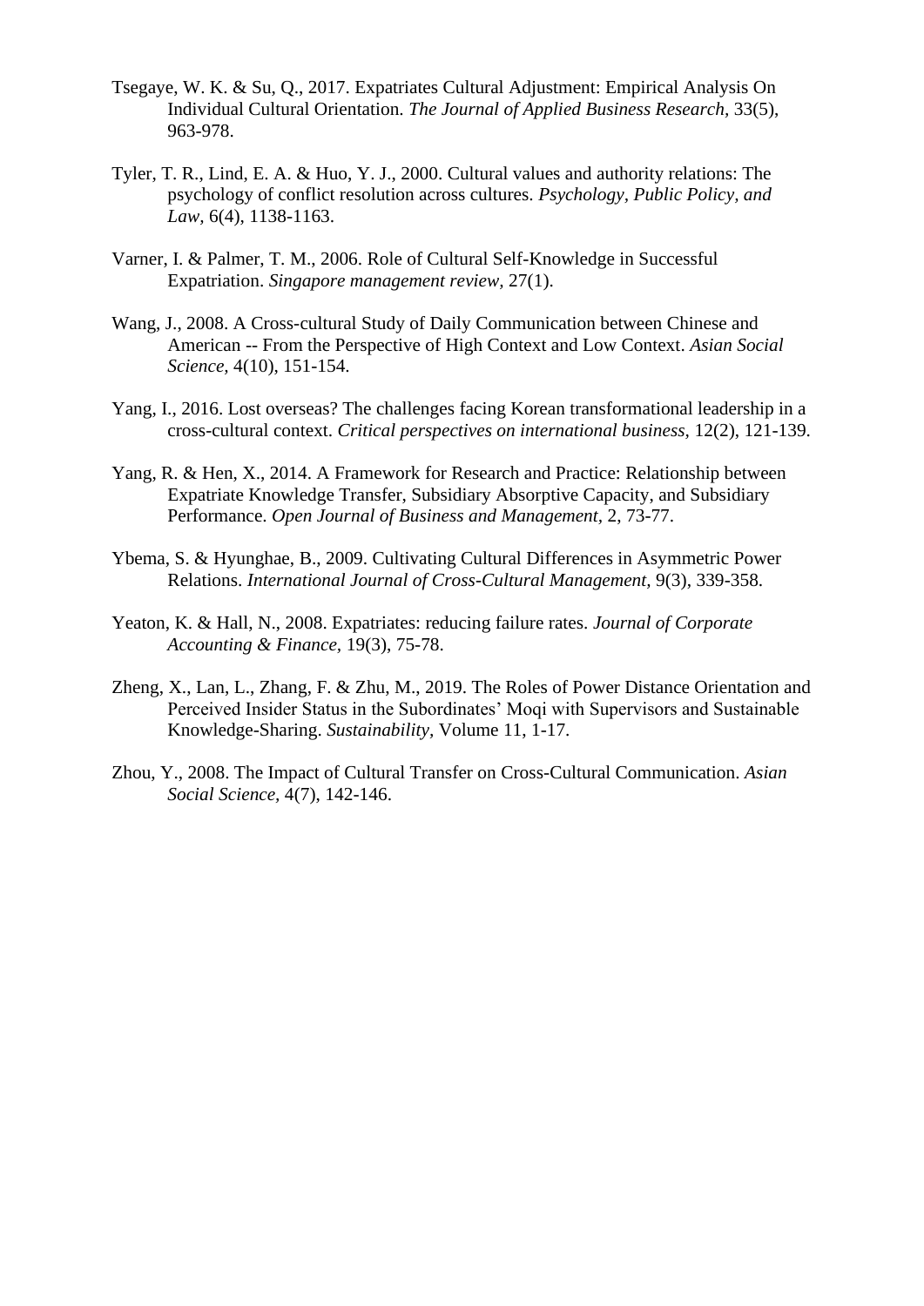Tsegaye, W. K. & Su, Q., 2017. Expatriates Cultural Adjustment: Empirical Analysis On Individual Cultural Orientation. *The Journal of Applied Business Research,* 33(5), 963-978.

Tyler, T. R., Lind, E. A. & Huo, Y. J., 2000. Cultural values and authority relations: The psychology of conflict resolution across cultures. *Psychology, Public Policy, and Law,* 6(4), 1138-1163.

Varner, I. & Palmer, T. M., 2006. Role of Cultural Self-Knowledge in Successful Expatriation. *Singapore management review,* 27(1).

Wang, J., 2008. A Cross-cultural Study of Daily Communication between Chinese and American -- From the Perspective of High Context and Low Context. *Asian Social Science,* 4(10), 151-154.

Yang, I., 2016. Lost overseas? The challenges facing Korean transformational leadership in a cross-cultural context. *Critical perspectives on international business,* 12(2), 121-139.

Yang, R. & Hen, X., 2014. A Framework for Research and Practice: Relationship between Expatriate Knowledge Transfer, Subsidiary Absorptive Capacity, and Subsidiary Performance. *Open Journal of Business and Management,* 2, 73-77.

Ybema, S. & Hyunghae, B., 2009. Cultivating Cultural Differences in Asymmetric Power Relations. *International Journal of Cross-Cultural Management,* 9(3), 339-358.

Yeaton, K. & Hall, N., 2008. Expatriates: reducing failure rates. *Journal of Corporate Accounting & Finance,* 19(3), 75-78.

Zheng, X., Lan, L., Zhang, F. & Zhu, M., 2019. The Roles of Power Distance Orientation and Perceived Insider Status in the Subordinates' Moqi with Supervisors and Sustainable Knowledge-Sharing. *Sustainability,* Volume 11, 1-17.

Zhou, Y., 2008. The Impact of Cultural Transfer on Cross-Cultural Communication. *Asian Social Science,* 4(7), 142-146.